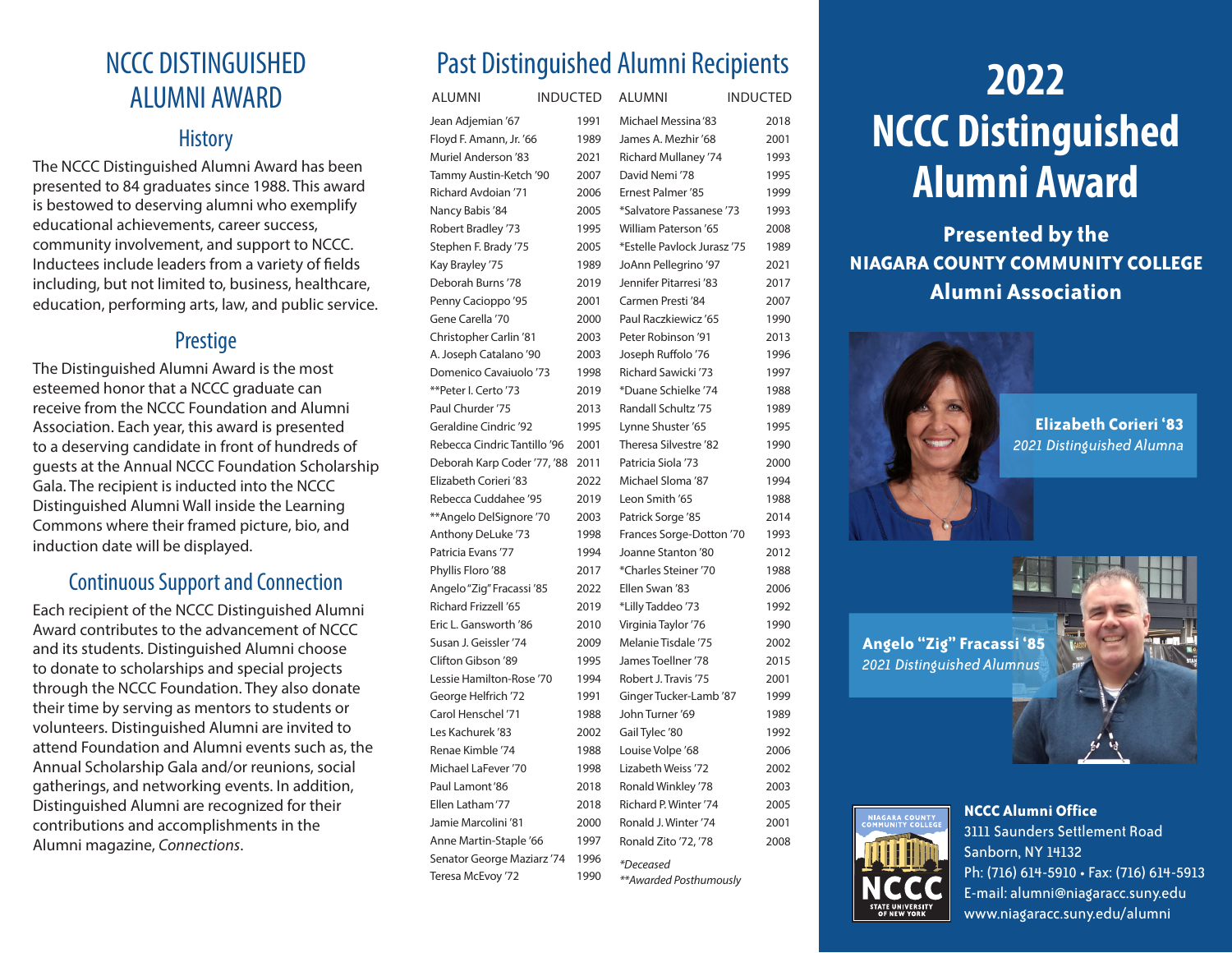# NCCC DISTINGUISHED ALUMNI AWARD

## History

The NCCC Distinguished Alumni Award has been presented to 84 graduates since 1988. This award is bestowed to deserving alumni who exemplify educational achievements, career success, community involvement, and support to NCCC. Inductees include leaders from a variety of fields including, but not limited to, business, healthcare, education, performing arts, law, and public service.

## Prestige

The Distinguished Alumni Award is the most esteemed honor that a NCCC graduate can receive from the NCCC Foundation and Alumni Association. Each year, this award is presented to a deserving candidate in front of hundreds of guests at the Annual NCCC Foundation Scholarship Gala. The recipient is inducted into the NCCC Distinguished Alumni Wall inside the Learning Commons where their framed picture, bio, and induction date will be displayed.

## Continuous Support and Connection

Each recipient of the NCCC Distinguished Alumni Award contributes to the advancement of NCCC and its students. Distinguished Alumni choose to donate to scholarships and special projects through the NCCC Foundation. They also donate their time by serving as mentors to students or volunteers. Distinguished Alumni are invited to attend Foundation and Alumni events such as, the Annual Scholarship Gala and/or reunions, social gatherings, and networking events. In addition, Distinguished Alumni are recognized for their contributions and accomplishments in the Alumni magazine, *Connections*.

# Past Distinguished Alumni Recipients

| ALUMNI | INDUCTED |
|---|---|
| Jean Adjemian '67 | 1991 |
| Floyd F. Amann, Jr. '66 | 1989 |
| Muriel Anderson '83 | 2021 |
| Tammy Austin-Ketch '90 | 2007 |
| Richard Avdoian '71 | 2006 |
| Nancy Babis '84 | 2005 |
| Robert Bradley '73 | 1995 |
| Stephen F. Brady '75 | 2005 |
| Kay Brayley '75 | 1989 |
| Deborah Burns '78 | 2019 |
| Penny Cacioppo '95 | 2001 |
| Gene Carella '70 | 2000 |
| Christopher Carlin '81 | 2003 |
| A. Joseph Catalano '90 | 2003 |
| Domenico Cavaiuolo '73 | 1998 |
| **Peter I. Certo '73 | 2019 |
| Paul Churder '75 | 2013 |
| Geraldine Cindric '92 | 1995 |
| Rebecca Cindric Tantillo '96 | 2001 |
| Deborah Karp Coder '77, '88 | 2011 |
| Elizabeth Corieri '83 | 2022 |
| Rebecca Cuddahee '95 | 2019 |
| **Angelo DelSignore '70 | 2003 |
| Anthony DeLuke '73 | 1998 |
| Patricia Evans '77 | 1994 |
| Phyllis Floro '88 | 2017 |
| Angelo "Zig" Fracassi '85 | 2022 |
| Richard Frizzell '65 | 2019 |
| Eric L. Gansworth '86 | 2010 |
| Susan J. Geissler '74 | 2009 |
| Clifton Gibson '89 | 1995 |
| Lessie Hamilton-Rose '70 | 1994 |
| George Helfrich '72 | 1991 |
| Carol Henschel '71 | 1988 |
| Les Kachurek '83 | 2002 |
| Renae Kimble '74 | 1988 |
| Michael LaFever '70 | 1998 |
| Paul Lamont '86 | 2018 |
| Ellen Latham '77 | 2018 |
| Jamie Marcolini '81 | 2000 |
| Anne Martin-Staple '66 | 1997 |
| Senator George Maziarz '74 | 1996 |
| Teresa McEvoy '72 | 1990 |
| Michael Messina '83 | 2018 |
| James A. Mezhir '68 | 2001 |
| Richard Mullaney '74 | 1993 |
| David Nemi '78 | 1995 |
| Ernest Palmer '85 | 1999 |
| *Salvatore Passanese '73 | 1993 |
| William Paterson '65 | 2008 |
| *Estelle Pavlock Jurasz '75 | 1989 |
| JoAnn Pellegrino '97 | 2021 |
| Jennifer Pitarresi '83 | 2017 |
| Carmen Presti '84 | 2007 |
| Paul Raczkiewicz '65 | 1990 |
| Peter Robinson '91 | 2013 |
| Joseph Ruffolo '76 | 1996 |
| Richard Sawicki '73 | 1997 |
| *Duane Schielke '74 | 1988 |
| Randall Schultz '75 | 1989 |
| Lynne Shuster '65 | 1995 |
| Theresa Silvestre '82 | 1990 |
| Patricia Siola '73 | 2000 |
| Michael Sloma '87 | 1994 |
| Leon Smith '65 | 1988 |
| Patrick Sorge '85 | 2014 |
| Frances Sorge-Dotton '70 | 1993 |
| Joanne Stanton '80 | 2012 |
| *Charles Steiner '70 | 1988 |
| Ellen Swan '83 | 2006 |
| *Lilly Taddeo '73 | 1992 |
| Virginia Taylor '76 | 1990 |
| Melanie Tisdale '75 | 2002 |
| James Toellner '78 | 2015 |
| Robert J. Travis '75 | 2001 |
| Ginger Tucker-Lamb '87 | 1999 |
| John Turner '69 | 1989 |
| Gail Tylec '80 | 1992 |
| Louise Volpe '68 | 2006 |
| Lizabeth Weiss '72 | 2002 |
| Ronald Winkley '78 | 2003 |
| Richard P. Winter '74 | 2005 |
| Ronald J. Winter '74 | 2001 |
| Ronald Zito '72, '78 | 2008 |

*\*Deceased*
*\*\*Awarded Posthumously*

# 2022 NCCC Distinguished Alumni Award

**Presented by the NIAGARA COUNTY COMMUNITY COLLEGE Alumni Association**

**Elizabeth Corieri '83**
*2021 Distinguished Alumna*

**Angelo "Zig" Fracassi '85**
*2021 Distinguished Alumnus*

**NCCC Alumni Office**
3111 Saunders Settlement Road
Sanborn, NY 14132
Ph: (716) 614-5910 • Fax: (716) 614-5913
E-mail: alumni@niagaracc.suny.edu
www.niagaracc.suny.edu/alumni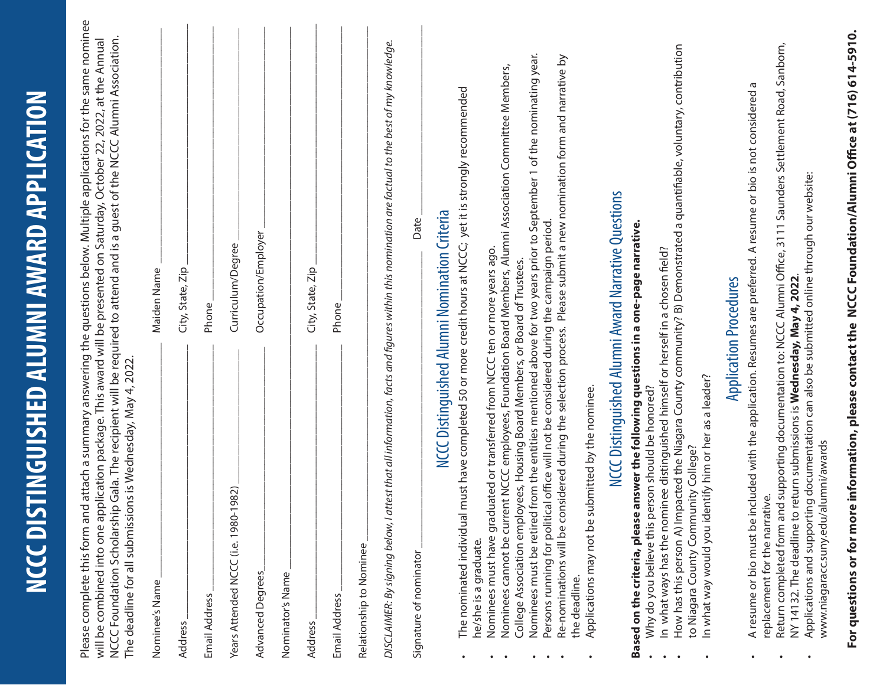# NCCC DISTINGUISHED ALUMNI AWARD APPLICATION

Please complete this form and attach a summary answering the questions below. Multiple applications for the same nominee will be combined into one application package. This award will be presented on Saturday, October 22, 2022, at the Annual NCCC Foundation Scholarship Gala. The recipient will be required to attend and is a guest of the NCCC Alumni Association. The deadline for all submissions is Wednesday, May 4, 2022.

Nominee's Name ______________________ Maiden Name ______________________

Address ______________________ City, State, Zip ______________________

Email Address ______________________ Phone ______________________

Years Attended NCCC (i.e. 1980-1982) ______________________ Curriculum/Degree ______________________

Advanced Degrees ______________________ Occupation/Employer ______________________

Nominator's Name ______________________

Address ______________________ City, State, Zip ______________________

Email Address ______________________ Phone ______________________

Relationship to Nominee ______________________

*DISCLAIMER: By signing below, I attest that all information, facts and figures within this nomination are factual to the best of my knowledge.*

Signature of nominator ______________________ Date ______________________

## NCCC Distinguished Alumni Nomination Criteria

- The nominated individual must have completed 50 or more credit hours at NCCC; yet it is strongly recommended he/she is a graduate.
- Nominees must have graduated or transferred from NCCC ten or more years ago.
- Nominees cannot be current NCCC employees, Foundation Board Members, Alumni Association Committee Members, College Association employees, Housing Board Members, or Board of Trustees.
- Nominees must be retired from the entities mentioned above for two years prior to September 1 of the nominating year.
- Persons running for political office will not be considered during the campaign period.
- Re-nominations will be considered during the selection process. Please submit a new nomination form and narrative by the deadline.
- Applications may not be submitted by the nominee.

## NCCC Distinguished Alumni Award Narrative Questions

**Based on the criteria, please answer the following questions in a one-page narrative.**

- Why do you believe this person should be honored?
- In what ways has the nominee distinguished himself or herself in a chosen field?
- How has this person A) Impacted the Niagara County community? B) Demonstrated a quantifiable, voluntary, contribution to Niagara County Community College?
- In what way would you identify him or her as a leader?

## Application Procedures

- A resume or bio must be included with the application. Resumes are preferred. A resume or bio is not considered a replacement for the narrative.
- Return completed form and supporting documentation to: NCCC Alumni Office, 3111 Saunders Settlement Road, Sanborn, NY 14132. The deadline to return submissions is **Wednesday, May 4, 2022**.
- Applications and supporting documentation can also be submitted online through our website: www.niagaracc.suny.edu/alumni/awards

**For questions or for more information, please contact the NCCC Foundation/Alumni Office at (716) 614-5910.**